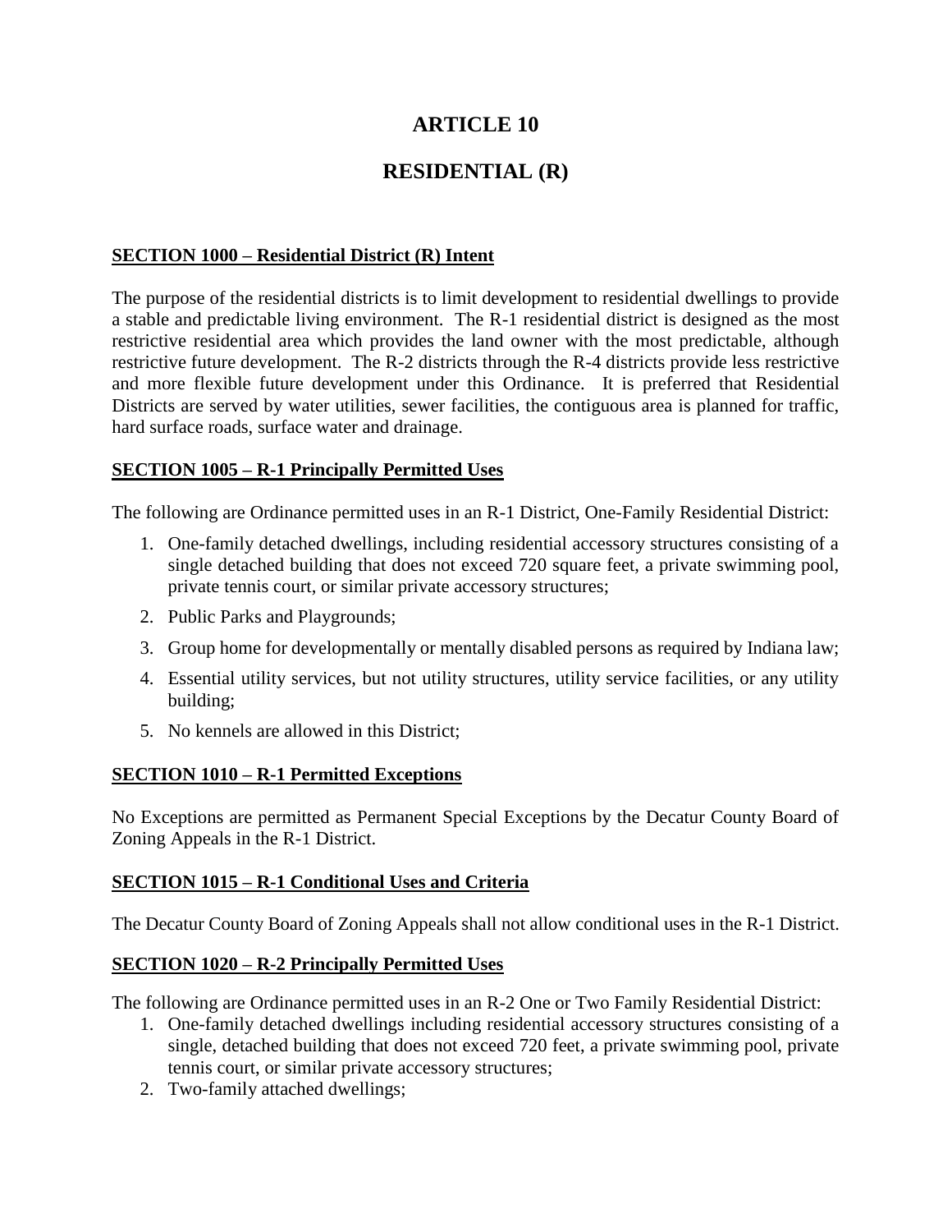# ARTICLE 10

# RESIDENTIAL (R)

**SECTION 1000 – Residential District (R) Intent**

The purpose of the residential districts is to limit development to residential dwellings to provide a stable and predictable living environment. The R-1 residential district is designed as the most restrictive residential area which provides the land owner with the most predictable, although restrictive future development. The R-2 districts through the R-4 districts provide less restrictive and more flexible future development under this Ordinance. It is preferred that Residential Districts are served by water utilities, sewer facilities, the contiguous area is planned for traffic, hard surface roads, surface water and drainage.

**SECTION 1005 – R-1 Principally Permitted Uses**

The following are Ordinance permitted uses in an R-1 District, One-Family Residential District:

1. One-family detached dwellings, including residential accessory structures consisting of a single detached building that does not exceed 720 square feet, a private swimming pool, private tennis court, or similar private accessory structures;
2. Public Parks and Playgrounds;
3. Group home for developmentally or mentally disabled persons as required by Indiana law;
4. Essential utility services, but not utility structures, utility service facilities, or any utility building;
5. No kennels are allowed in this District;

**SECTION 1010 – R-1 Permitted Exceptions**

No Exceptions are permitted as Permanent Special Exceptions by the Decatur County Board of Zoning Appeals in the R-1 District.

**SECTION 1015 – R-1 Conditional Uses and Criteria**

The Decatur County Board of Zoning Appeals shall not allow conditional uses in the R-1 District.

**SECTION 1020 – R-2 Principally Permitted Uses**

The following are Ordinance permitted uses in an R-2 One or Two Family Residential District:

1. One-family detached dwellings including residential accessory structures consisting of a single, detached building that does not exceed 720 feet, a private swimming pool, private tennis court, or similar private accessory structures;
2. Two-family attached dwellings;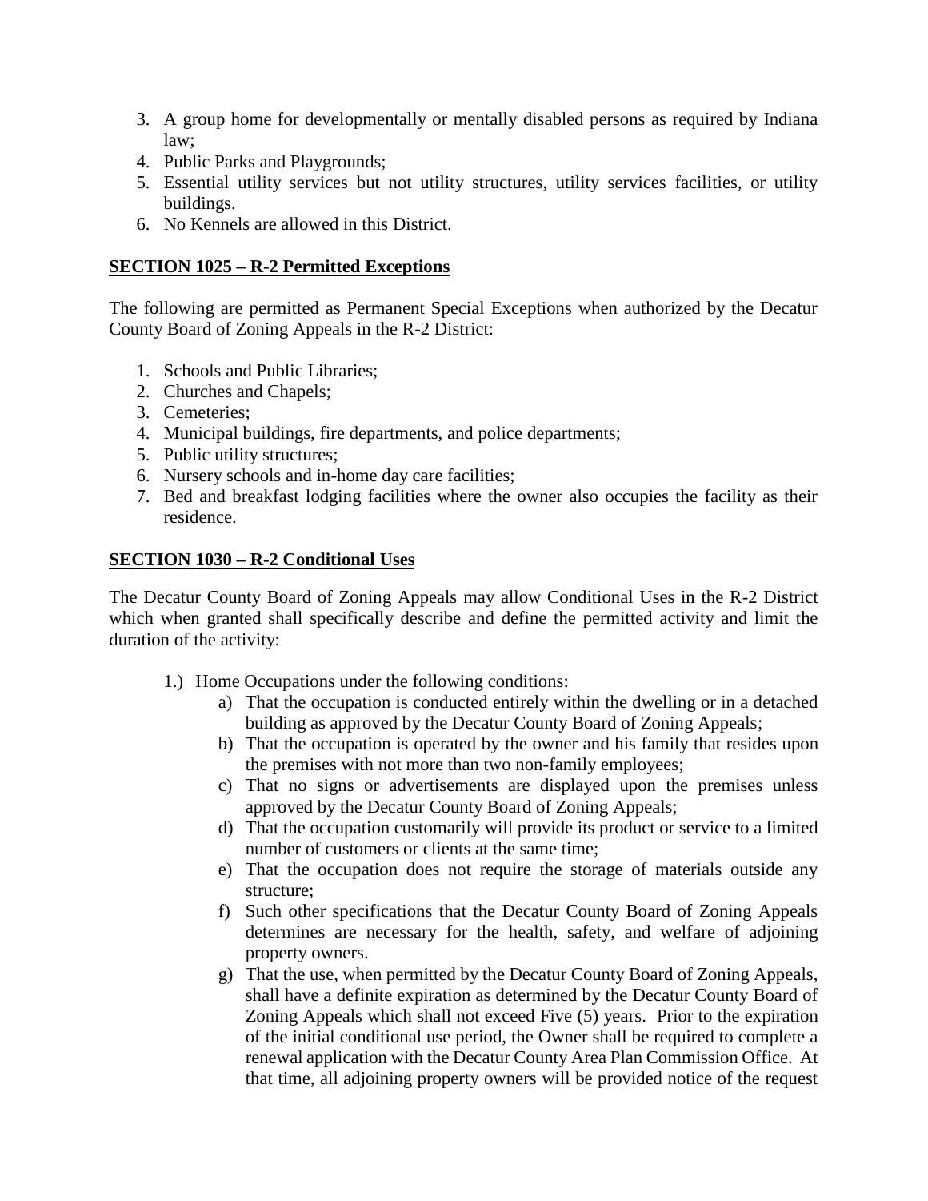3. A group home for developmentally or mentally disabled persons as required by Indiana law;
4. Public Parks and Playgrounds;
5. Essential utility services but not utility structures, utility services facilities, or utility buildings.
6. No Kennels are allowed in this District.

## SECTION 1025 – R-2 Permitted Exceptions

The following are permitted as Permanent Special Exceptions when authorized by the Decatur County Board of Zoning Appeals in the R-2 District:

1. Schools and Public Libraries;
2. Churches and Chapels;
3. Cemeteries;
4. Municipal buildings, fire departments, and police departments;
5. Public utility structures;
6. Nursery schools and in-home day care facilities;
7. Bed and breakfast lodging facilities where the owner also occupies the facility as their residence.

## SECTION 1030 – R-2 Conditional Uses

The Decatur County Board of Zoning Appeals may allow Conditional Uses in the R-2 District which when granted shall specifically describe and define the permitted activity and limit the duration of the activity:

1.) Home Occupations under the following conditions:
   a) That the occupation is conducted entirely within the dwelling or in a detached building as approved by the Decatur County Board of Zoning Appeals;
   b) That the occupation is operated by the owner and his family that resides upon the premises with not more than two non-family employees;
   c) That no signs or advertisements are displayed upon the premises unless approved by the Decatur County Board of Zoning Appeals;
   d) That the occupation customarily will provide its product or service to a limited number of customers or clients at the same time;
   e) That the occupation does not require the storage of materials outside any structure;
   f) Such other specifications that the Decatur County Board of Zoning Appeals determines are necessary for the health, safety, and welfare of adjoining property owners.
   g) That the use, when permitted by the Decatur County Board of Zoning Appeals, shall have a definite expiration as determined by the Decatur County Board of Zoning Appeals which shall not exceed Five (5) years. Prior to the expiration of the initial conditional use period, the Owner shall be required to complete a renewal application with the Decatur County Area Plan Commission Office. At that time, all adjoining property owners will be provided notice of the request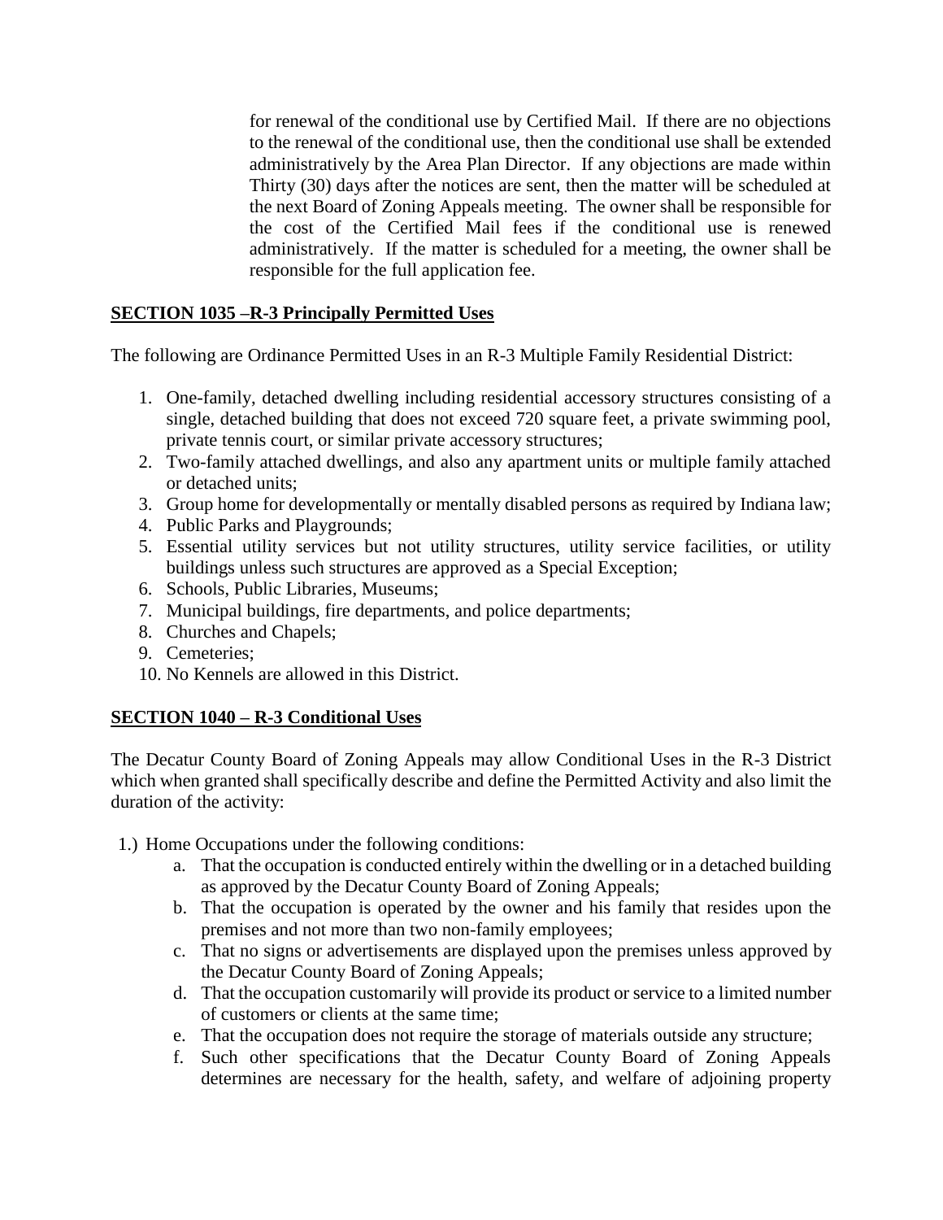for renewal of the conditional use by Certified Mail. If there are no objections to the renewal of the conditional use, then the conditional use shall be extended administratively by the Area Plan Director. If any objections are made within Thirty (30) days after the notices are sent, then the matter will be scheduled at the next Board of Zoning Appeals meeting. The owner shall be responsible for the cost of the Certified Mail fees if the conditional use is renewed administratively. If the matter is scheduled for a meeting, the owner shall be responsible for the full application fee.

## SECTION 1035 –R-3 Principally Permitted Uses

The following are Ordinance Permitted Uses in an R-3 Multiple Family Residential District:

1. One-family, detached dwelling including residential accessory structures consisting of a single, detached building that does not exceed 720 square feet, a private swimming pool, private tennis court, or similar private accessory structures;
2. Two-family attached dwellings, and also any apartment units or multiple family attached or detached units;
3. Group home for developmentally or mentally disabled persons as required by Indiana law;
4. Public Parks and Playgrounds;
5. Essential utility services but not utility structures, utility service facilities, or utility buildings unless such structures are approved as a Special Exception;
6. Schools, Public Libraries, Museums;
7. Municipal buildings, fire departments, and police departments;
8. Churches and Chapels;
9. Cemeteries;
10. No Kennels are allowed in this District.

## SECTION 1040 – R-3 Conditional Uses

The Decatur County Board of Zoning Appeals may allow Conditional Uses in the R-3 District which when granted shall specifically describe and define the Permitted Activity and also limit the duration of the activity:

1.) Home Occupations under the following conditions:
   a. That the occupation is conducted entirely within the dwelling or in a detached building as approved by the Decatur County Board of Zoning Appeals;
   b. That the occupation is operated by the owner and his family that resides upon the premises and not more than two non-family employees;
   c. That no signs or advertisements are displayed upon the premises unless approved by the Decatur County Board of Zoning Appeals;
   d. That the occupation customarily will provide its product or service to a limited number of customers or clients at the same time;
   e. That the occupation does not require the storage of materials outside any structure;
   f. Such other specifications that the Decatur County Board of Zoning Appeals determines are necessary for the health, safety, and welfare of adjoining property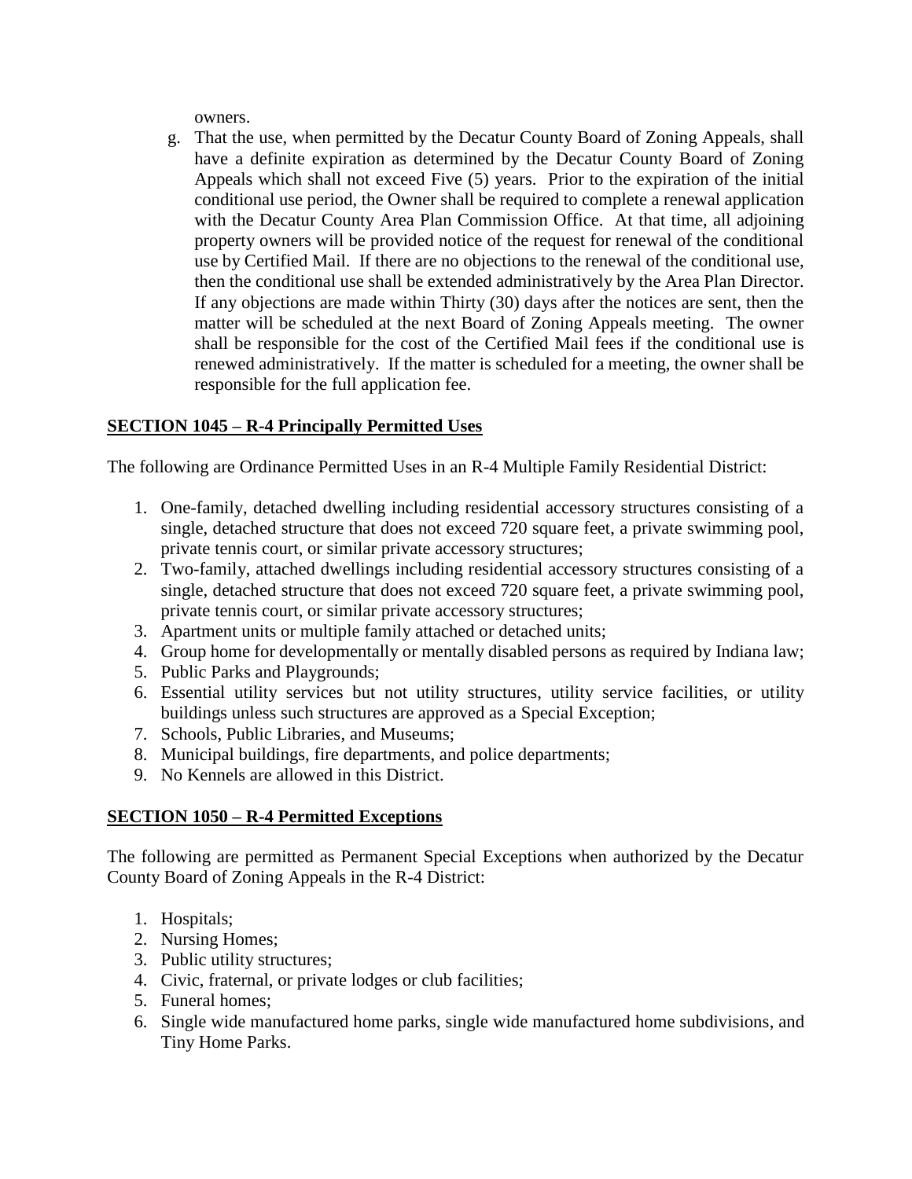owners.

g. That the use, when permitted by the Decatur County Board of Zoning Appeals, shall have a definite expiration as determined by the Decatur County Board of Zoning Appeals which shall not exceed Five (5) years. Prior to the expiration of the initial conditional use period, the Owner shall be required to complete a renewal application with the Decatur County Area Plan Commission Office. At that time, all adjoining property owners will be provided notice of the request for renewal of the conditional use by Certified Mail. If there are no objections to the renewal of the conditional use, then the conditional use shall be extended administratively by the Area Plan Director. If any objections are made within Thirty (30) days after the notices are sent, then the matter will be scheduled at the next Board of Zoning Appeals meeting. The owner shall be responsible for the cost of the Certified Mail fees if the conditional use is renewed administratively. If the matter is scheduled for a meeting, the owner shall be responsible for the full application fee.

## SECTION 1045 – R-4 Principally Permitted Uses

The following are Ordinance Permitted Uses in an R-4 Multiple Family Residential District:

1. One-family, detached dwelling including residential accessory structures consisting of a single, detached structure that does not exceed 720 square feet, a private swimming pool, private tennis court, or similar private accessory structures;
2. Two-family, attached dwellings including residential accessory structures consisting of a single, detached structure that does not exceed 720 square feet, a private swimming pool, private tennis court, or similar private accessory structures;
3. Apartment units or multiple family attached or detached units;
4. Group home for developmentally or mentally disabled persons as required by Indiana law;
5. Public Parks and Playgrounds;
6. Essential utility services but not utility structures, utility service facilities, or utility buildings unless such structures are approved as a Special Exception;
7. Schools, Public Libraries, and Museums;
8. Municipal buildings, fire departments, and police departments;
9. No Kennels are allowed in this District.

## SECTION 1050 – R-4 Permitted Exceptions

The following are permitted as Permanent Special Exceptions when authorized by the Decatur County Board of Zoning Appeals in the R-4 District:

1. Hospitals;
2. Nursing Homes;
3. Public utility structures;
4. Civic, fraternal, or private lodges or club facilities;
5. Funeral homes;
6. Single wide manufactured home parks, single wide manufactured home subdivisions, and Tiny Home Parks.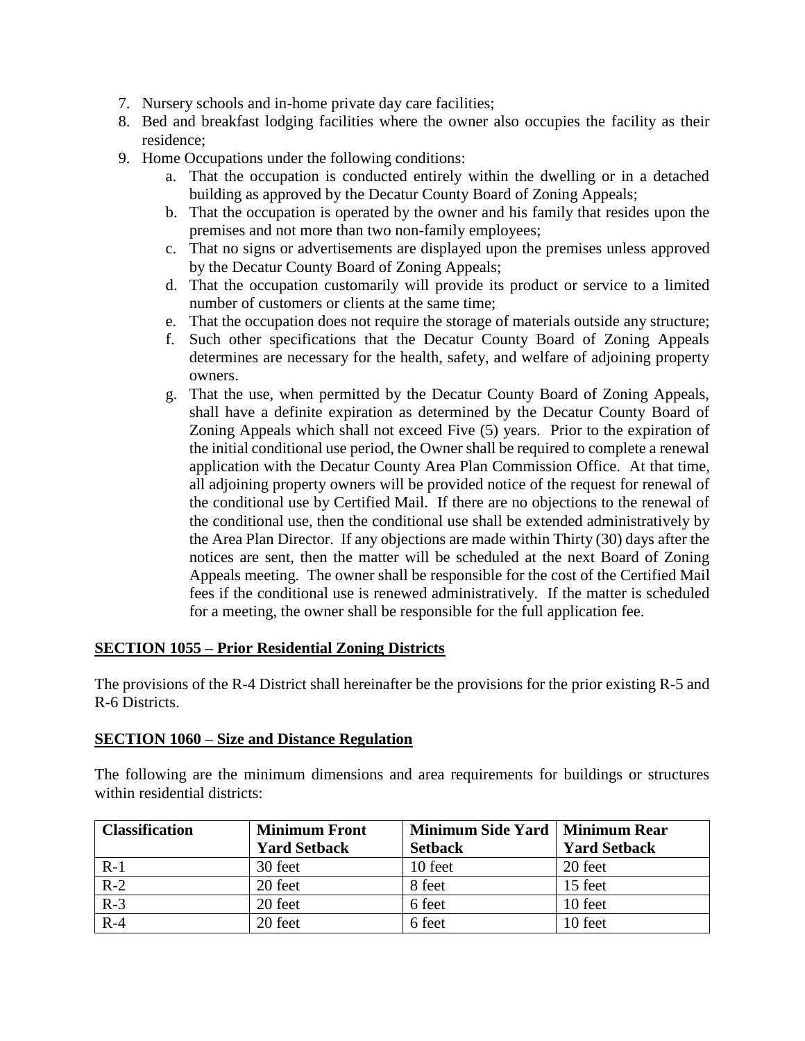7. Nursery schools and in-home private day care facilities;
8. Bed and breakfast lodging facilities where the owner also occupies the facility as their residence;
9. Home Occupations under the following conditions:
   a. That the occupation is conducted entirely within the dwelling or in a detached building as approved by the Decatur County Board of Zoning Appeals;
   b. That the occupation is operated by the owner and his family that resides upon the premises and not more than two non-family employees;
   c. That no signs or advertisements are displayed upon the premises unless approved by the Decatur County Board of Zoning Appeals;
   d. That the occupation customarily will provide its product or service to a limited number of customers or clients at the same time;
   e. That the occupation does not require the storage of materials outside any structure;
   f. Such other specifications that the Decatur County Board of Zoning Appeals determines are necessary for the health, safety, and welfare of adjoining property owners.
   g. That the use, when permitted by the Decatur County Board of Zoning Appeals, shall have a definite expiration as determined by the Decatur County Board of Zoning Appeals which shall not exceed Five (5) years. Prior to the expiration of the initial conditional use period, the Owner shall be required to complete a renewal application with the Decatur County Area Plan Commission Office. At that time, all adjoining property owners will be provided notice of the request for renewal of the conditional use by Certified Mail. If there are no objections to the renewal of the conditional use, then the conditional use shall be extended administratively by the Area Plan Director. If any objections are made within Thirty (30) days after the notices are sent, then the matter will be scheduled at the next Board of Zoning Appeals meeting. The owner shall be responsible for the cost of the Certified Mail fees if the conditional use is renewed administratively. If the matter is scheduled for a meeting, the owner shall be responsible for the full application fee.

**SECTION 1055 – Prior Residential Zoning Districts**

The provisions of the R-4 District shall hereinafter be the provisions for the prior existing R-5 and R-6 Districts.

**SECTION 1060 – Size and Distance Regulation**

The following are the minimum dimensions and area requirements for buildings or structures within residential districts:

| Classification | Minimum Front Yard Setback | Minimum Side Yard Setback | Minimum Rear Yard Setback |
|---|---|---|---|
| R-1 | 30 feet | 10 feet | 20 feet |
| R-2 | 20 feet | 8 feet | 15 feet |
| R-3 | 20 feet | 6 feet | 10 feet |
| R-4 | 20 feet | 6 feet | 10 feet |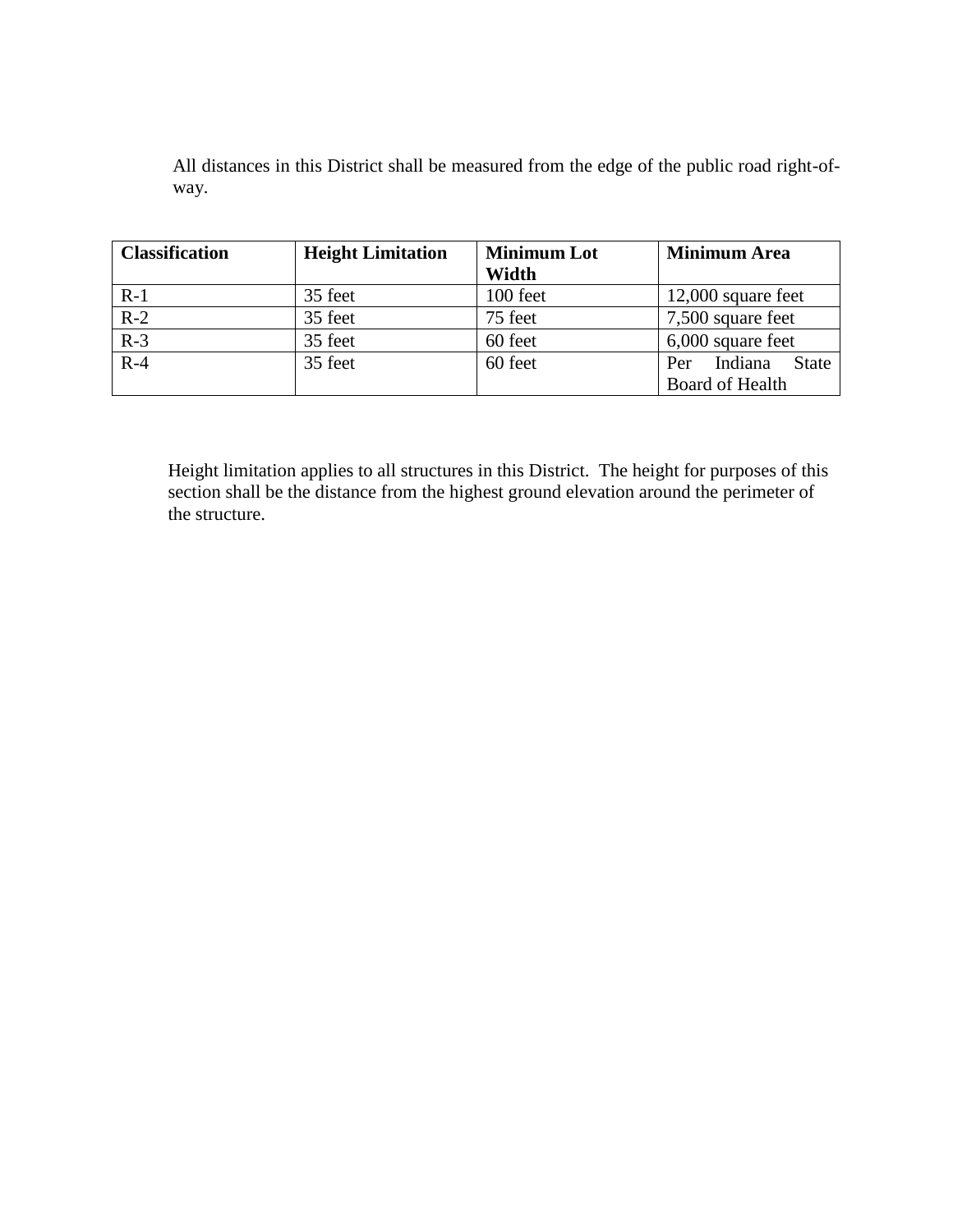All distances in this District shall be measured from the edge of the public road right-of-way.

| Classification | Height Limitation | Minimum Lot Width | Minimum Area |
|---|---|---|---|
| R-1 | 35 feet | 100 feet | 12,000 square feet |
| R-2 | 35 feet | 75 feet | 7,500 square feet |
| R-3 | 35 feet | 60 feet | 6,000 square feet |
| R-4 | 35 feet | 60 feet | Per Indiana State Board of Health |

Height limitation applies to all structures in this District. The height for purposes of this section shall be the distance from the highest ground elevation around the perimeter of the structure.